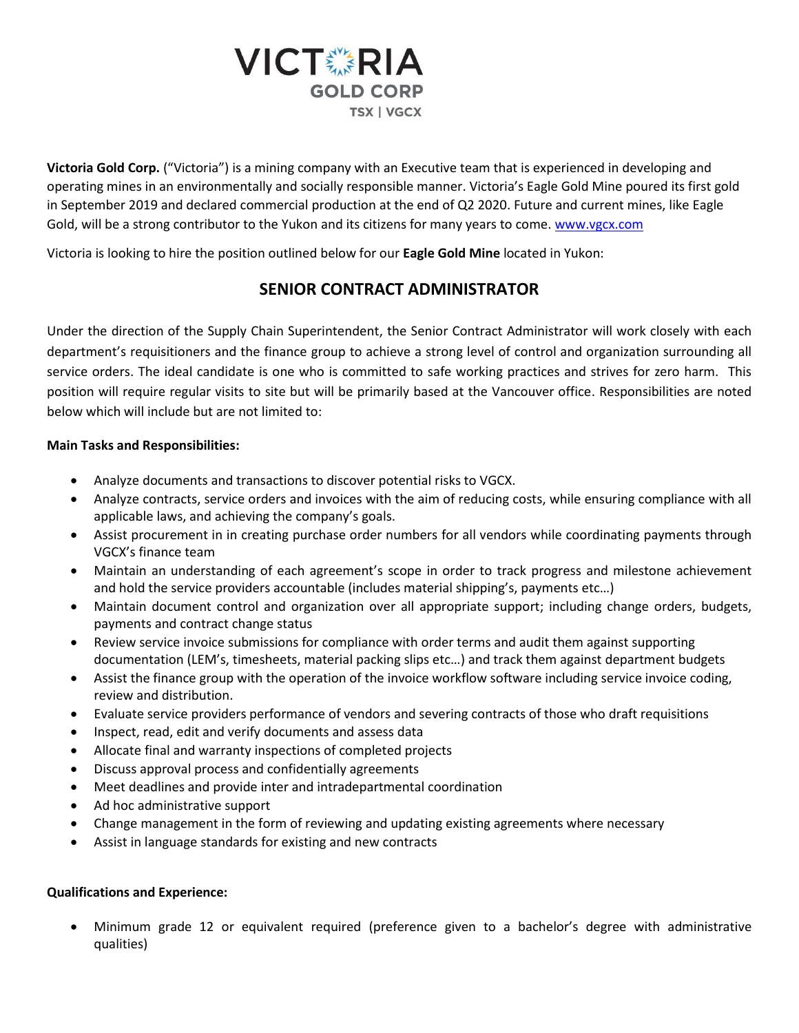VICTORIA GOLD CORP

TSX | VGCX

**Victoria Gold Corp.** ("Victoria") is a mining company with an Executive team that is experienced in developing and operating mines in an environmentally and socially responsible manner. Victoria's Eagle Gold Mine poured its first gold in September 2019 and declared commercial production at the end of Q2 2020. Future and current mines, like Eagle Gold, will be a strong contributor to the Yukon and its citizens for many years to come. www.vgcx.com

Victoria is looking to hire the position outlined below for our **Eagle Gold Mine** located in Yukon:

# SENIOR CONTRACT ADMINISTRATOR

Under the direction of the Supply Chain Superintendent, the Senior Contract Administrator will work closely with each department's requisitioners and the finance group to achieve a strong level of control and organization surrounding all service orders. The ideal candidate is one who is committed to safe working practices and strives for zero harm. This position will require regular visits to site but will be primarily based at the Vancouver office. Responsibilities are noted below which will include but are not limited to:

**Main Tasks and Responsibilities:**

- Analyze documents and transactions to discover potential risks to VGCX.
- Analyze contracts, service orders and invoices with the aim of reducing costs, while ensuring compliance with all applicable laws, and achieving the company's goals.
- Assist procurement in in creating purchase order numbers for all vendors while coordinating payments through VGCX's finance team
- Maintain an understanding of each agreement's scope in order to track progress and milestone achievement and hold the service providers accountable (includes material shipping's, payments etc…)
- Maintain document control and organization over all appropriate support; including change orders, budgets, payments and contract change status
- Review service invoice submissions for compliance with order terms and audit them against supporting documentation (LEM's, timesheets, material packing slips etc…) and track them against department budgets
- Assist the finance group with the operation of the invoice workflow software including service invoice coding, review and distribution.
- Evaluate service providers performance of vendors and severing contracts of those who draft requisitions
- Inspect, read, edit and verify documents and assess data
- Allocate final and warranty inspections of completed projects
- Discuss approval process and confidentially agreements
- Meet deadlines and provide inter and intradepartmental coordination
- Ad hoc administrative support
- Change management in the form of reviewing and updating existing agreements where necessary
- Assist in language standards for existing and new contracts

**Qualifications and Experience:**

- Minimum grade 12 or equivalent required (preference given to a bachelor's degree with administrative qualities)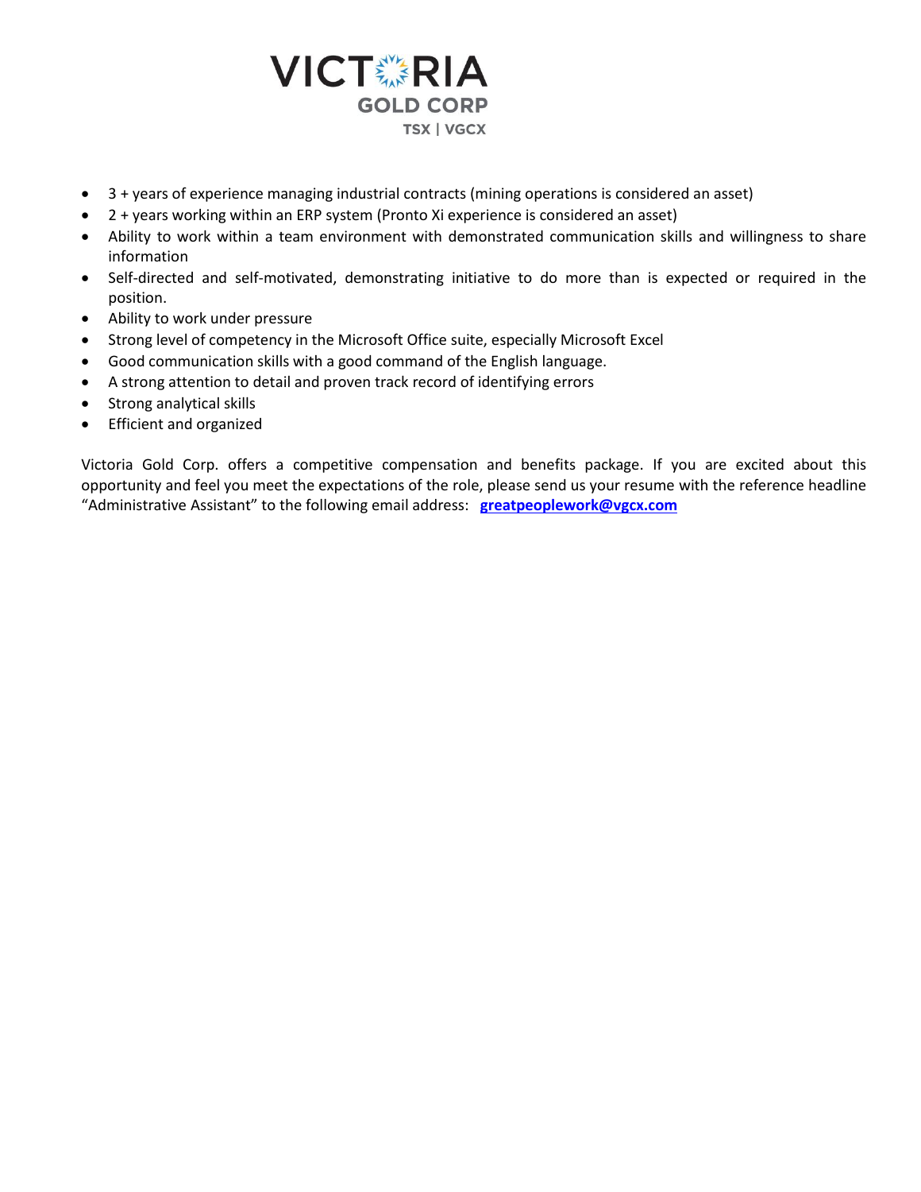- 3 + years of experience managing industrial contracts (mining operations is considered an asset)
- 2 + years working within an ERP system (Pronto Xi experience is considered an asset)
- Ability to work within a team environment with demonstrated communication skills and willingness to share information
- Self-directed and self-motivated, demonstrating initiative to do more than is expected or required in the position.
- Ability to work under pressure
- Strong level of competency in the Microsoft Office suite, especially Microsoft Excel
- Good communication skills with a good command of the English language.
- A strong attention to detail and proven track record of identifying errors
- Strong analytical skills
- Efficient and organized

Victoria Gold Corp. offers a competitive compensation and benefits package. If you are excited about this opportunity and feel you meet the expectations of the role, please send us your resume with the reference headline "Administrative Assistant" to the following email address: **greatpeoplework@vgcx.com**